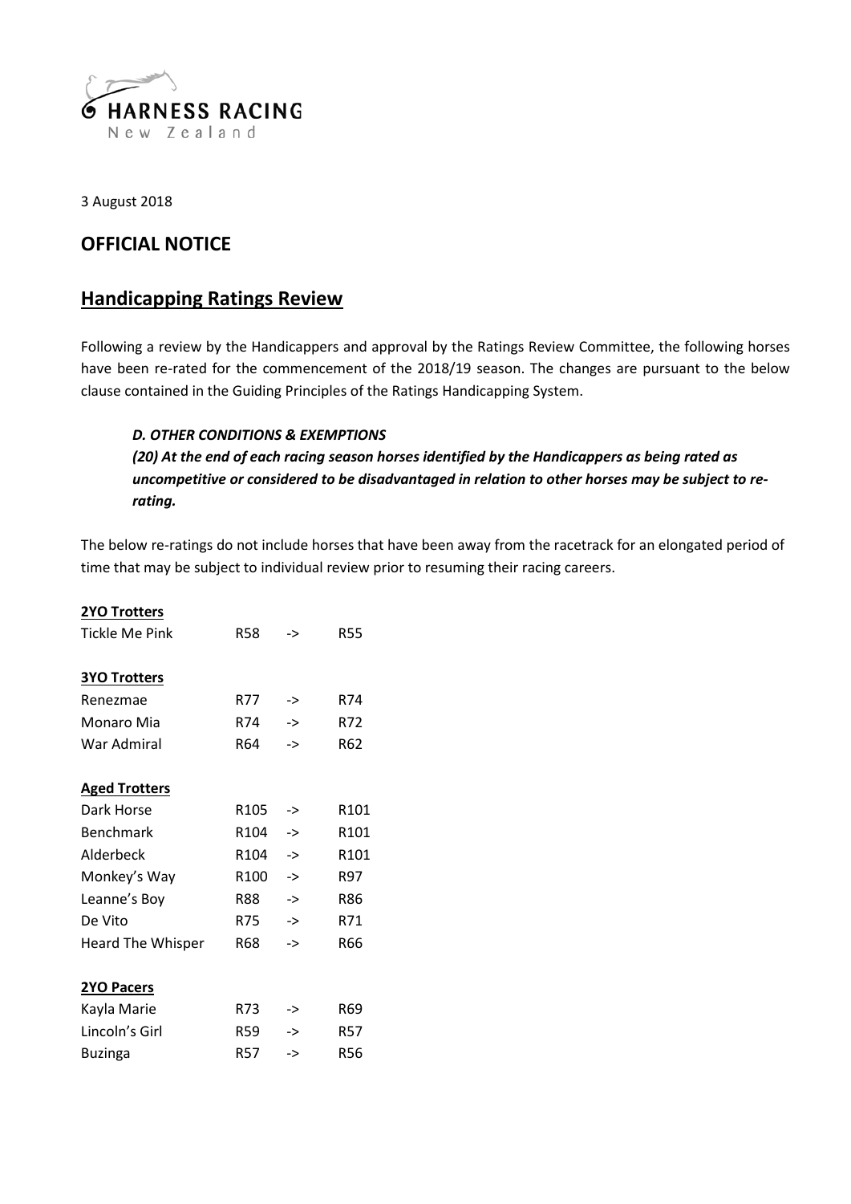HARNESS RACING
New Zealand

3 August 2018

## OFFICIAL NOTICE

## Handicapping Ratings Review

Following a review by the Handicappers and approval by the Ratings Review Committee, the following horses have been re-rated for the commencement of the 2018/19 season. The changes are pursuant to the below clause contained in the Guiding Principles of the Ratings Handicapping System.

> ***D. OTHER CONDITIONS & EXEMPTIONS***
>
> ***(20) At the end of each racing season horses identified by the Handicappers as being rated as uncompetitive or considered to be disadvantaged in relation to other horses may be subject to re-rating.***

The below re-ratings do not include horses that have been away from the racetrack for an elongated period of time that may be subject to individual review prior to resuming their racing careers.

**2YO Trotters**

| | | | |
|---|---|---|---|
| Tickle Me Pink | R58 | -> | R55 |

**3YO Trotters**

| | | | |
|---|---|---|---|
| Renezmae | R77 | -> | R74 |
| Monaro Mia | R74 | -> | R72 |
| War Admiral | R64 | -> | R62 |

**Aged Trotters**

| | | | |
|---|---|---|---|
| Dark Horse | R105 | -> | R101 |
| Benchmark | R104 | -> | R101 |
| Alderbeck | R104 | -> | R101 |
| Monkey's Way | R100 | -> | R97 |
| Leanne's Boy | R88 | -> | R86 |
| De Vito | R75 | -> | R71 |
| Heard The Whisper | R68 | -> | R66 |

**2YO Pacers**

| | | | |
|---|---|---|---|
| Kayla Marie | R73 | -> | R69 |
| Lincoln's Girl | R59 | -> | R57 |
| Buzinga | R57 | -> | R56 |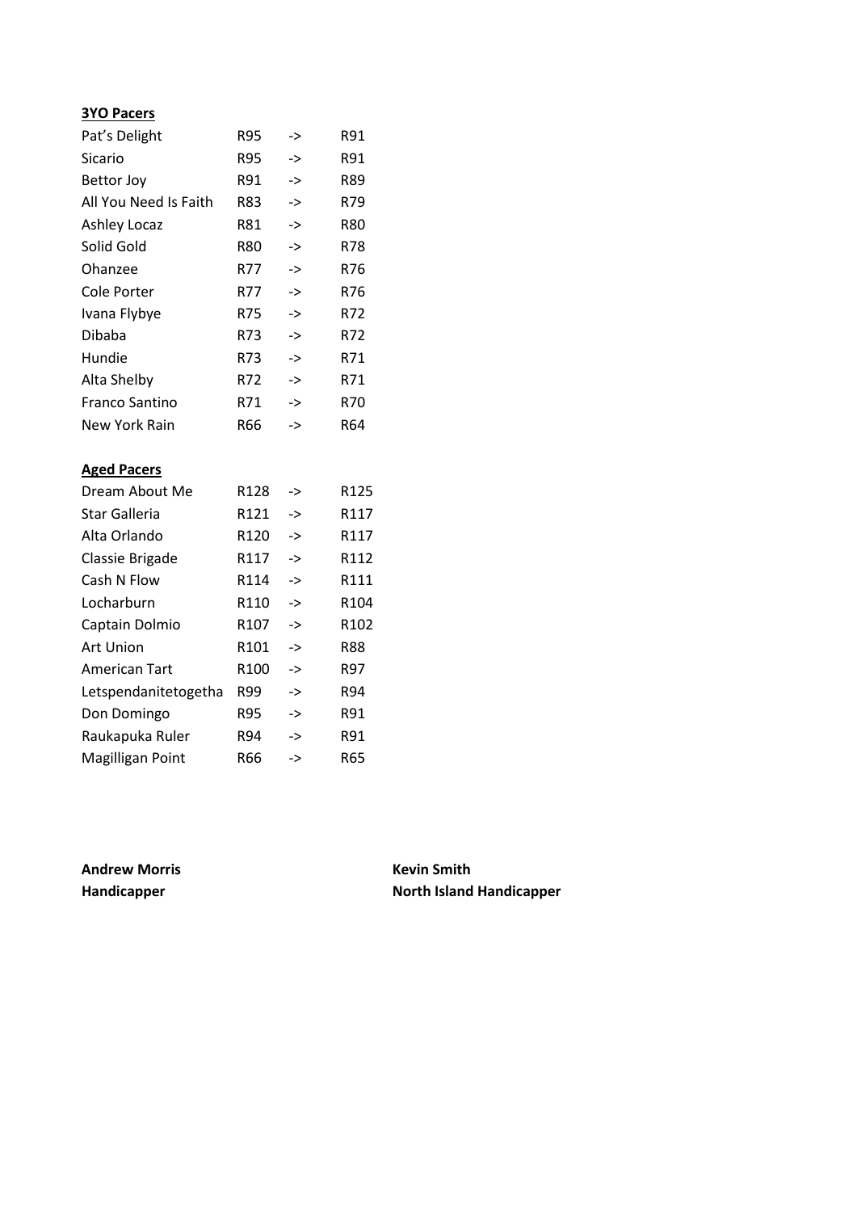**3YO Pacers**

| | | | |
|---|---|---|---|
| Pat's Delight | R95 | -> | R91 |
| Sicario | R95 | -> | R91 |
| Bettor Joy | R91 | -> | R89 |
| All You Need Is Faith | R83 | -> | R79 |
| Ashley Locaz | R81 | -> | R80 |
| Solid Gold | R80 | -> | R78 |
| Ohanzee | R77 | -> | R76 |
| Cole Porter | R77 | -> | R76 |
| Ivana Flybye | R75 | -> | R72 |
| Dibaba | R73 | -> | R72 |
| Hundie | R73 | -> | R71 |
| Alta Shelby | R72 | -> | R71 |
| Franco Santino | R71 | -> | R70 |
| New York Rain | R66 | -> | R64 |

**Aged Pacers**

| | | | |
|---|---|---|---|
| Dream About Me | R128 | -> | R125 |
| Star Galleria | R121 | -> | R117 |
| Alta Orlando | R120 | -> | R117 |
| Classie Brigade | R117 | -> | R112 |
| Cash N Flow | R114 | -> | R111 |
| Locharburn | R110 | -> | R104 |
| Captain Dolmio | R107 | -> | R102 |
| Art Union | R101 | -> | R88 |
| American Tart | R100 | -> | R97 |
| Letspendanitetogetha | R99 | -> | R94 |
| Don Domingo | R95 | -> | R91 |
| Raukapuka Ruler | R94 | -> | R91 |
| Magilligan Point | R66 | -> | R65 |

**Andrew Morris**
**Handicapper**

**Kevin Smith**
**North Island Handicapper**